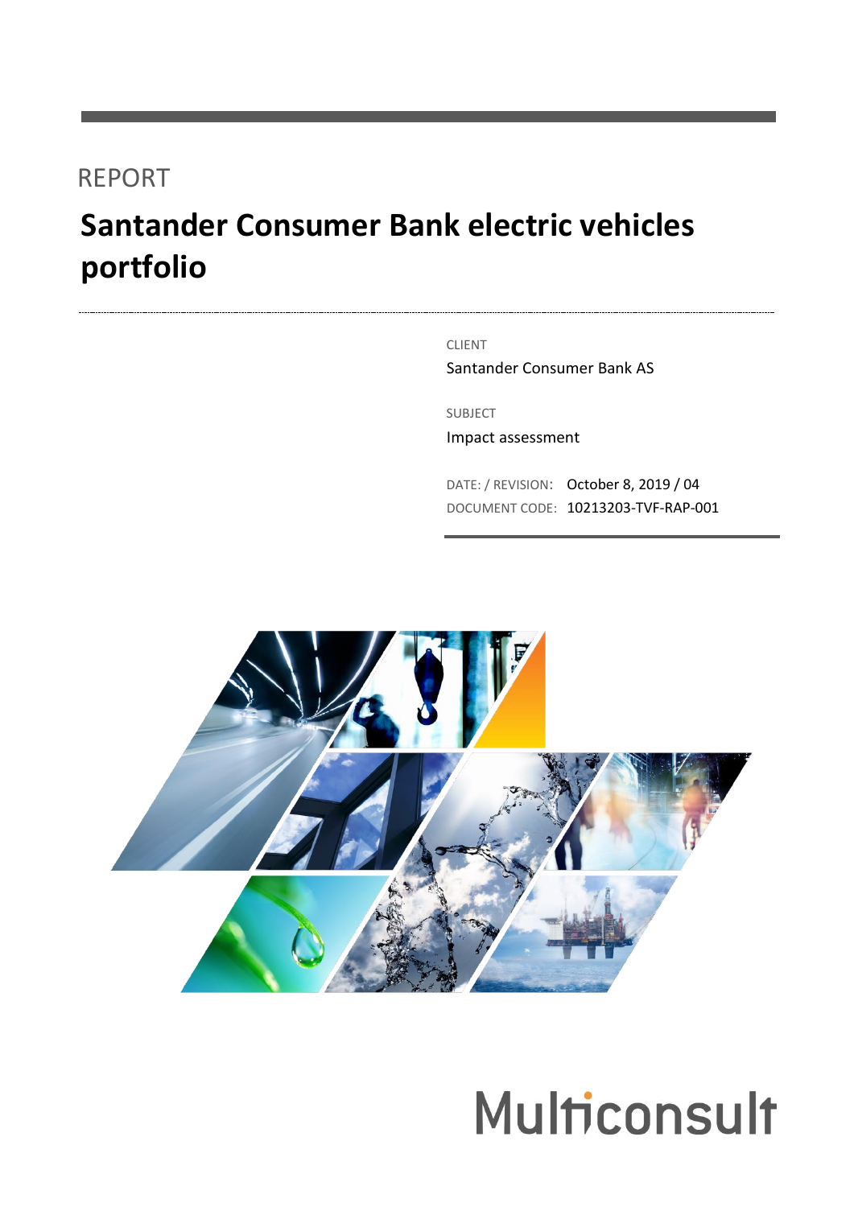REPORT

# Santander Consumer Bank electric vehicles portfolio

CLIENT

Santander Consumer Bank AS

SUBJECT

Impact assessment

DATE: / REVISION: October 8, 2019 / 04

DOCUMENT CODE: 10213203-TVF-RAP-001

Multiconsult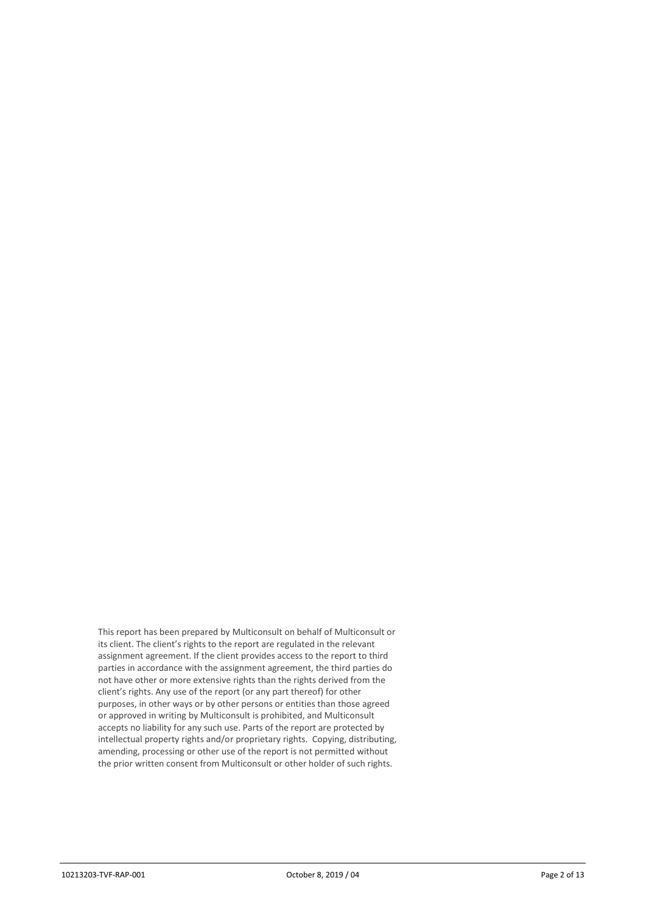This report has been prepared by Multiconsult on behalf of Multiconsult or its client. The client's rights to the report are regulated in the relevant assignment agreement. If the client provides access to the report to third parties in accordance with the assignment agreement, the third parties do not have other or more extensive rights than the rights derived from the client's rights. Any use of the report (or any part thereof) for other purposes, in other ways or by other persons or entities than those agreed or approved in writing by Multiconsult is prohibited, and Multiconsult accepts no liability for any such use. Parts of the report are protected by intellectual property rights and/or proprietary rights. Copying, distributing, amending, processing or other use of the report is not permitted without the prior written consent from Multiconsult or other holder of such rights.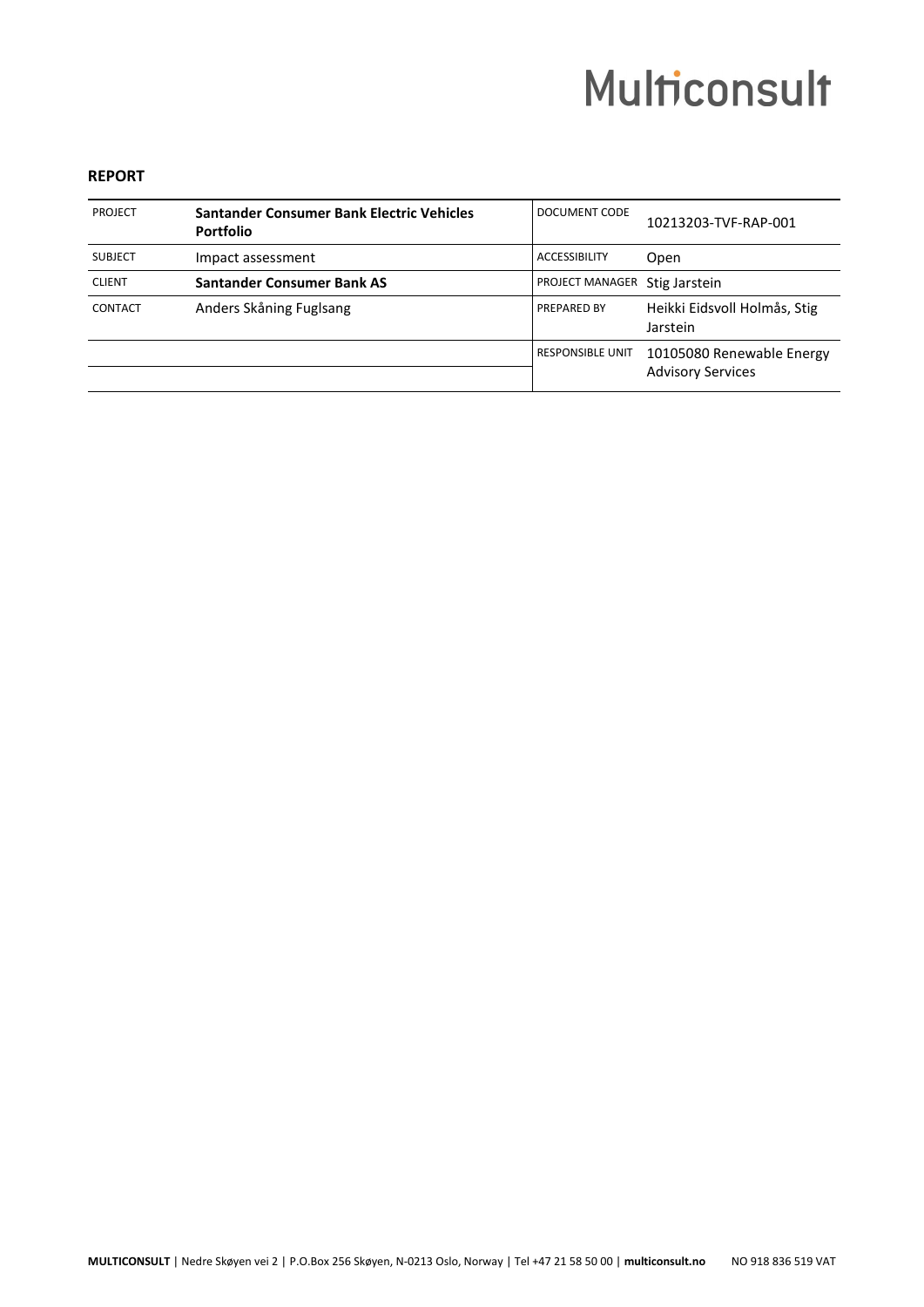Multiconsult

**REPORT**

| PROJECT | **Santander Consumer Bank Electric Vehicles Portfolio** | DOCUMENT CODE | 10213203-TVF-RAP-001 |
|---|---|---|---|
| SUBJECT | Impact assessment | ACCESSIBILITY | Open |
| CLIENT | **Santander Consumer Bank AS** | PROJECT MANAGER | Stig Jarstein |
| CONTACT | Anders Skåning Fuglsang | PREPARED BY | Heikki Eidsvoll Holmås, Stig Jarstein |
| | | RESPONSIBLE UNIT | 10105080 Renewable Energy Advisory Services |

**MULTICONSULT** | Nedre Skøyen vei 2 | P.O.Box 256 Skøyen, N-0213 Oslo, Norway | Tel +47 21 58 50 00 | **multiconsult.no** NO 918 836 519 VAT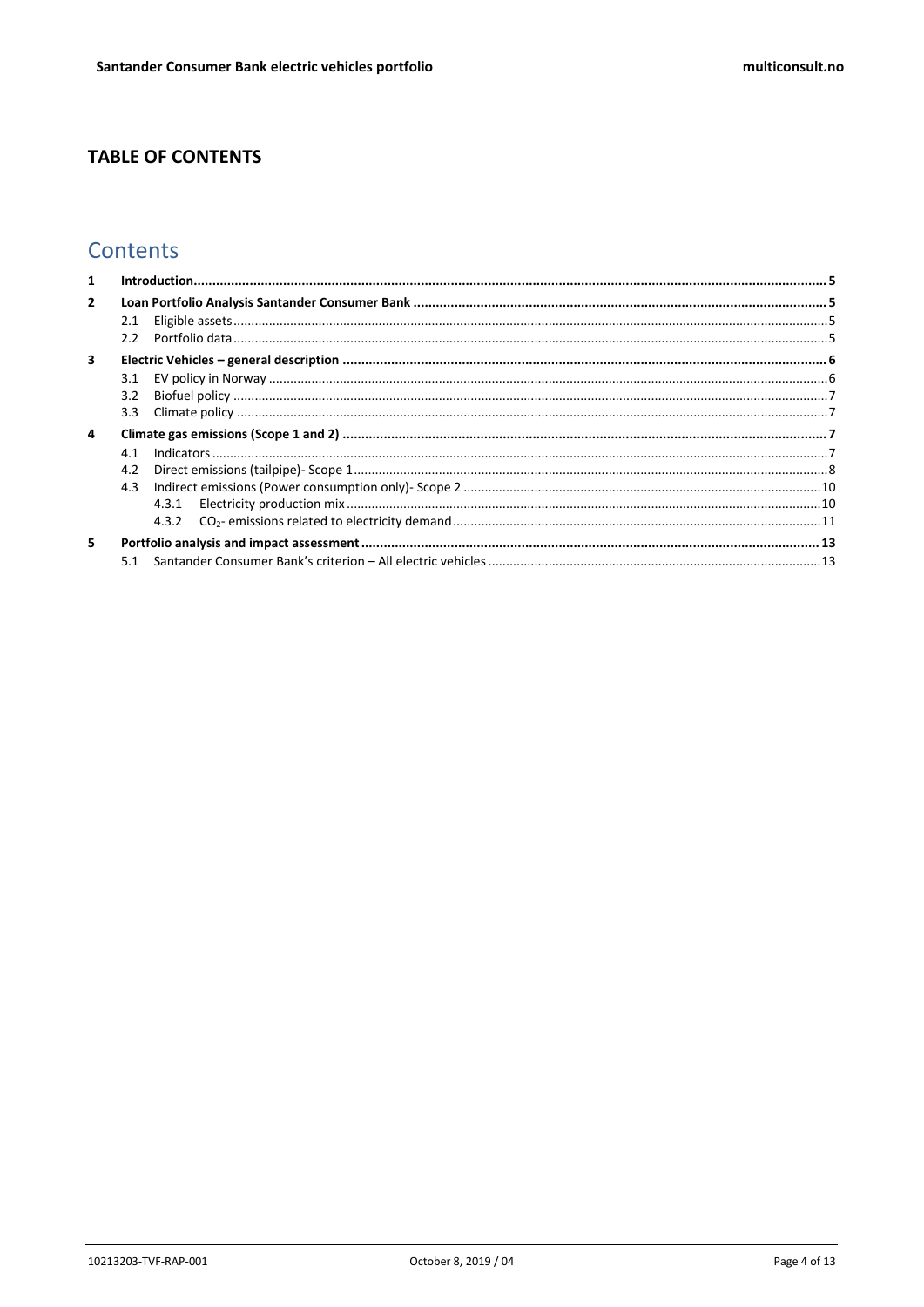## TABLE OF CONTENTS

# Contents

1 Introduction ... 5

2 Loan Portfolio Analysis Santander Consumer Bank ... 5

- 2.1 Eligible assets ... 5
- 2.2 Portfolio data ... 5

3 Electric Vehicles – general description ... 6

- 3.1 EV policy in Norway ... 6
- 3.2 Biofuel policy ... 7
- 3.3 Climate policy ... 7

4 Climate gas emissions (Scope 1 and 2) ... 7

- 4.1 Indicators ... 7
- 4.2 Direct emissions (tailpipe)- Scope 1 ... 8
- 4.3 Indirect emissions (Power consumption only)- Scope 2 ... 10
  - 4.3.1 Electricity production mix ... 10
  - 4.3.2 $CO_2$- emissions related to electricity demand ... 11

5 Portfolio analysis and impact assessment ... 13

- 5.1 Santander Consumer Bank's criterion – All electric vehicles ... 13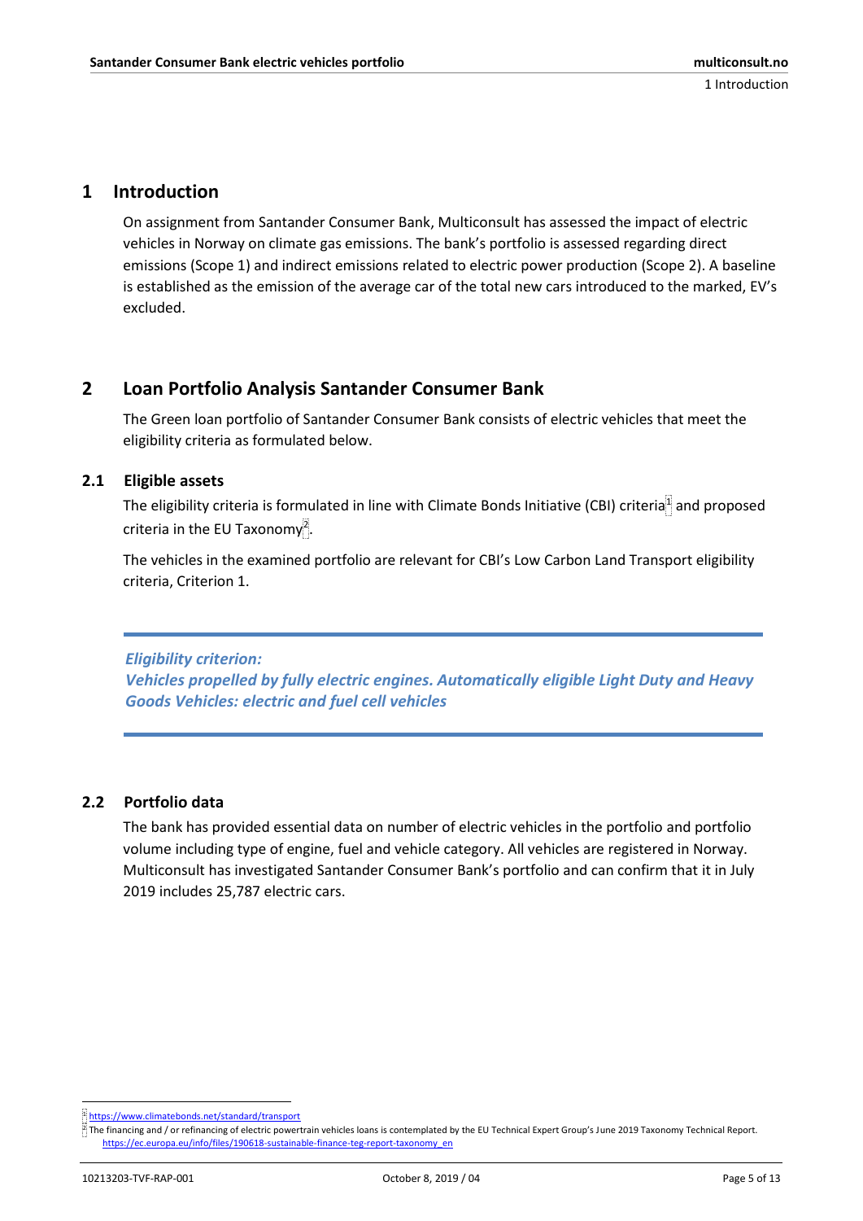# 1 Introduction

On assignment from Santander Consumer Bank, Multiconsult has assessed the impact of electric vehicles in Norway on climate gas emissions. The bank's portfolio is assessed regarding direct emissions (Scope 1) and indirect emissions related to electric power production (Scope 2). A baseline is established as the emission of the average car of the total new cars introduced to the marked, EV's excluded.

# 2 Loan Portfolio Analysis Santander Consumer Bank

The Green loan portfolio of Santander Consumer Bank consists of electric vehicles that meet the eligibility criteria as formulated below.

## 2.1 Eligible assets

The eligibility criteria is formulated in line with Climate Bonds Initiative (CBI) criteria[1] and proposed criteria in the EU Taxonomy[2].

The vehicles in the examined portfolio are relevant for CBI's Low Carbon Land Transport eligibility criteria, Criterion 1.

---

***Eligibility criterion:***
***Vehicles propelled by fully electric engines. Automatically eligible Light Duty and Heavy Goods Vehicles: electric and fuel cell vehicles***

---

## 2.2 Portfolio data

The bank has provided essential data on number of electric vehicles in the portfolio and portfolio volume including type of engine, fuel and vehicle category. All vehicles are registered in Norway. Multiconsult has investigated Santander Consumer Bank's portfolio and can confirm that it in July 2019 includes 25,787 electric cars.

---

[1] https://www.climatebonds.net/standard/transport

[2] The financing and / or refinancing of electric powertrain vehicles loans is contemplated by the EU Technical Expert Group's June 2019 Taxonomy Technical Report. https://ec.europa.eu/info/files/190618-sustainable-finance-teg-report-taxonomy_en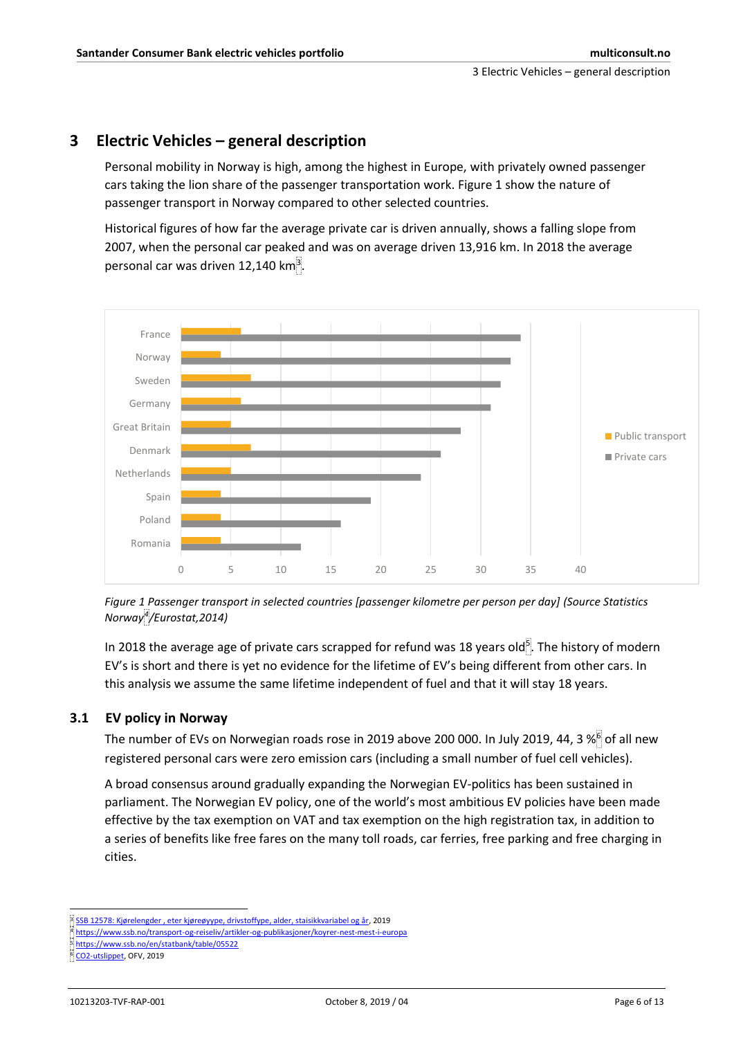# 3 Electric Vehicles – general description

Personal mobility in Norway is high, among the highest in Europe, with privately owned passenger cars taking the lion share of the passenger transportation work. Figure 1 show the nature of passenger transport in Norway compared to other selected countries.

Historical figures of how far the average private car is driven annually, shows a falling slope from 2007, when the personal car peaked and was on average driven 13,916 km. In 2018 the average personal car was driven 12,140 km[3].

*Figure 1 Passenger transport in selected countries [passenger kilometre per person per day] (Source Statistics Norway[4]/Eurostat,2014)*

In 2018 the average age of private cars scrapped for refund was 18 years old[5]. The history of modern EV's is short and there is yet no evidence for the lifetime of EV's being different from other cars. In this analysis we assume the same lifetime independent of fuel and that it will stay 18 years.

## 3.1 EV policy in Norway

The number of EVs on Norwegian roads rose in 2019 above 200 000. In July 2019, 44, 3 %[6] of all new registered personal cars were zero emission cars (including a small number of fuel cell vehicles).

A broad consensus around gradually expanding the Norwegian EV-politics has been sustained in parliament. The Norwegian EV policy, one of the world's most ambitious EV policies have been made effective by the tax exemption on VAT and tax exemption on the high registration tax, in addition to a series of benefits like free fares on the many toll roads, car ferries, free parking and free charging in cities.

---

[3] SSB 12578: Kjørelengder , eter kjøreøyype, drivstoffype, alder, staisikkvariabel og år, 2019
[4] https://www.ssb.no/transport-og-reiseliv/artikler-og-publikasjoner/koyrer-nest-mest-i-europa
[5] https://www.ssb.no/en/statbank/table/05522
[6] CO2-utslippet, OFV, 2019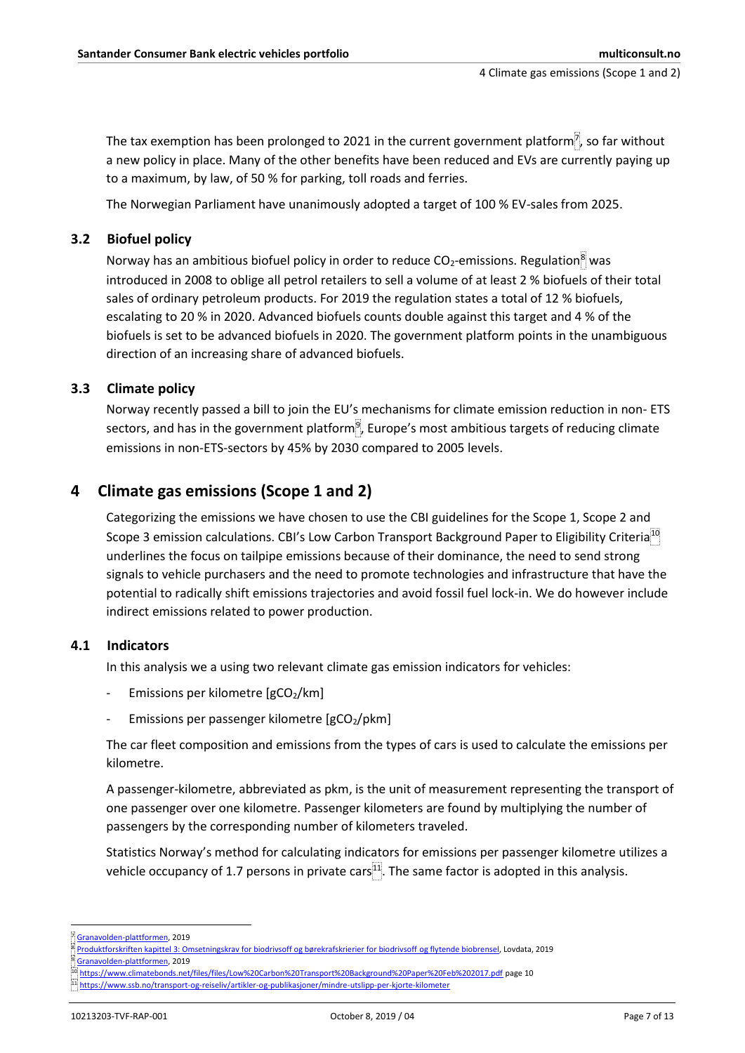The tax exemption has been prolonged to 2021 in the current government platform[7], so far without a new policy in place. Many of the other benefits have been reduced and EVs are currently paying up to a maximum, by law, of 50 % for parking, toll roads and ferries.

The Norwegian Parliament have unanimously adopted a target of 100 % EV-sales from 2025.

### 3.2 Biofuel policy

Norway has an ambitious biofuel policy in order to reduce $CO_2$-emissions. Regulation[8] was introduced in 2008 to oblige all petrol retailers to sell a volume of at least 2 % biofuels of their total sales of ordinary petroleum products. For 2019 the regulation states a total of 12 % biofuels, escalating to 20 % in 2020. Advanced biofuels counts double against this target and 4 % of the biofuels is set to be advanced biofuels in 2020. The government platform points in the unambiguous direction of an increasing share of advanced biofuels.

### 3.3 Climate policy

Norway recently passed a bill to join the EU's mechanisms for climate emission reduction in non- ETS sectors, and has in the government platform[9], Europe's most ambitious targets of reducing climate emissions in non-ETS-sectors by 45% by 2030 compared to 2005 levels.

## 4 Climate gas emissions (Scope 1 and 2)

Categorizing the emissions we have chosen to use the CBI guidelines for the Scope 1, Scope 2 and Scope 3 emission calculations. CBI's Low Carbon Transport Background Paper to Eligibility Criteria[10] underlines the focus on tailpipe emissions because of their dominance, the need to send strong signals to vehicle purchasers and the need to promote technologies and infrastructure that have the potential to radically shift emissions trajectories and avoid fossil fuel lock-in. We do however include indirect emissions related to power production.

### 4.1 Indicators

In this analysis we a using two relevant climate gas emission indicators for vehicles:

- Emissions per kilometre [$gCO_2$/km]
- Emissions per passenger kilometre [$gCO_2$/pkm]

The car fleet composition and emissions from the types of cars is used to calculate the emissions per kilometre.

A passenger-kilometre, abbreviated as pkm, is the unit of measurement representing the transport of one passenger over one kilometre. Passenger kilometers are found by multiplying the number of passengers by the corresponding number of kilometers traveled.

Statistics Norway's method for calculating indicators for emissions per passenger kilometre utilizes a vehicle occupancy of 1.7 persons in private cars[11]. The same factor is adopted in this analysis.

---

[7] Granavolden-plattformen, 2019

[8] Produktforskriften kapittel 3: Omsetningskrav for biodrivsoff og bærekrafskrierier for biodrivsoff og flytende biobrensel, Lovdata, 2019

[9] Granavolden-plattformen, 2019

[10] https://www.climatebonds.net/files/files/Low%20Carbon%20Transport%20Background%20Paper%20Feb%202017.pdf page 10

[11] https://www.ssb.no/transport-og-reiseliv/artikler-og-publikasjoner/mindre-utslipp-per-kjorte-kilometer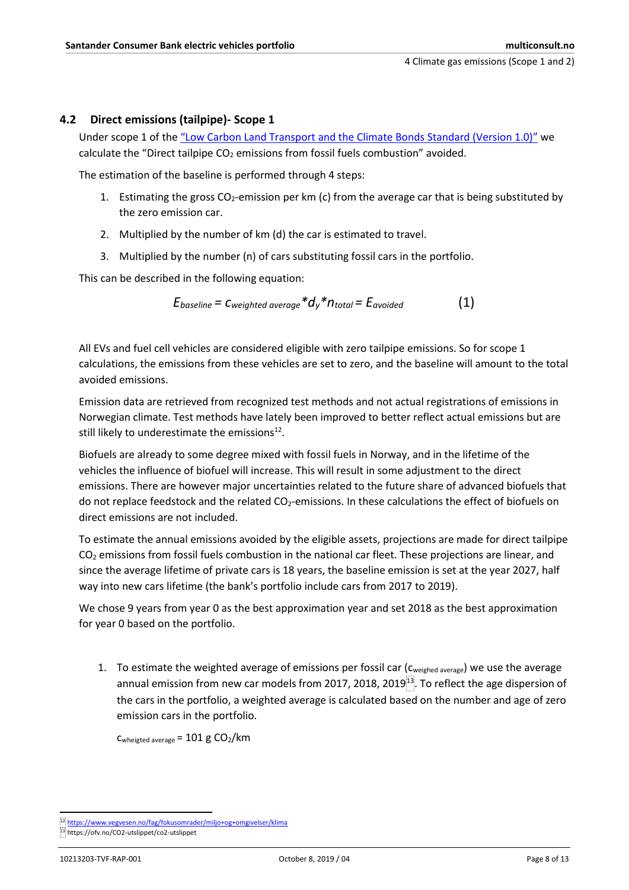## 4.2 Direct emissions (tailpipe)- Scope 1

Under scope 1 of the "Low Carbon Land Transport and the Climate Bonds Standard (Version 1.0)" we calculate the "Direct tailpipe $CO_2$ emissions from fossil fuels combustion" avoided.

The estimation of the baseline is performed through 4 steps:

1. Estimating the gross $CO_2$-emission per km (c) from the average car that is being substituted by the zero emission car.
2. Multiplied by the number of km (d) the car is estimated to travel.
3. Multiplied by the number (n) of cars substituting fossil cars in the portfolio.

This can be described in the following equation:

$$E_{baseline} = c_{weighted\ average} * d_y * n_{total} = E_{avoided} \qquad (1)$$

All EVs and fuel cell vehicles are considered eligible with zero tailpipe emissions. So for scope 1 calculations, the emissions from these vehicles are set to zero, and the baseline will amount to the total avoided emissions.

Emission data are retrieved from recognized test methods and not actual registrations of emissions in Norwegian climate. Test methods have lately been improved to better reflect actual emissions but are still likely to underestimate the emissions[12].

Biofuels are already to some degree mixed with fossil fuels in Norway, and in the lifetime of the vehicles the influence of biofuel will increase. This will result in some adjustment to the direct emissions. There are however major uncertainties related to the future share of advanced biofuels that do not replace feedstock and the related $CO_2$-emissions. In these calculations the effect of biofuels on direct emissions are not included.

To estimate the annual emissions avoided by the eligible assets, projections are made for direct tailpipe $CO_2$ emissions from fossil fuels combustion in the national car fleet. These projections are linear, and since the average lifetime of private cars is 18 years, the baseline emission is set at the year 2027, half way into new cars lifetime (the bank's portfolio include cars from 2017 to 2019).

We chose 9 years from year 0 as the best approximation year and set 2018 as the best approximation for year 0 based on the portfolio.

1. To estimate the weighted average of emissions per fossil car ($c_{weighed\ average}$) we use the average annual emission from new car models from 2017, 2018, 2019[13]. To reflect the age dispersion of the cars in the portfolio, a weighted average is calculated based on the number and age of zero emission cars in the portfolio.

   $c_{wheigted\ average}$ = 101 g $CO_2$/km

---

[12] https://www.vegvesen.no/fag/fokusomrader/miljo+og+omgivelser/klima

[13] https://ofv.no/CO2-utslippet/co2-utslippet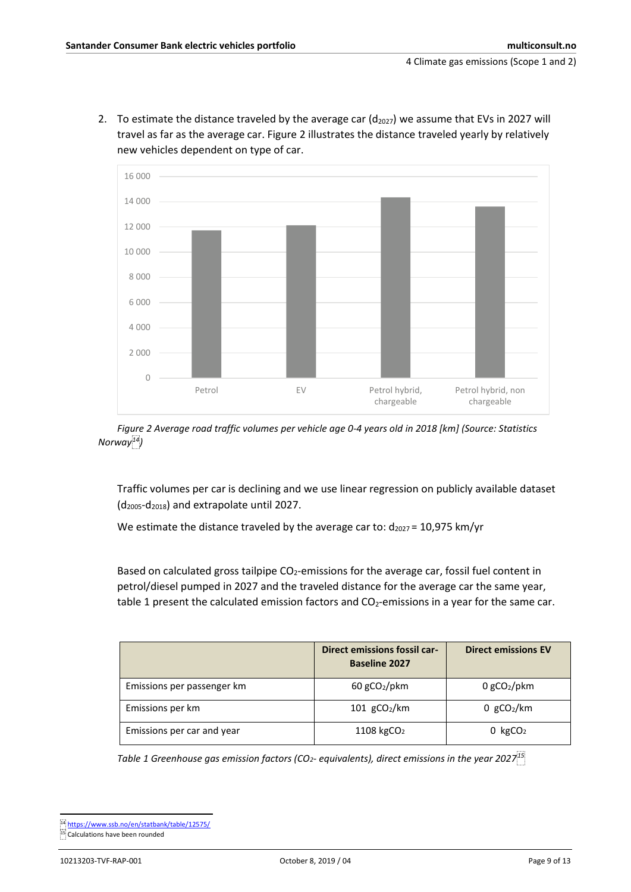2. To estimate the distance traveled by the average car ($d_{2027}$) we assume that EVs in 2027 will travel as far as the average car. Figure 2 illustrates the distance traveled yearly by relatively new vehicles dependent on type of car.

*Figure 2 Average road traffic volumes per vehicle age 0-4 years old in 2018 [km] (Source: Statistics Norway[14])*

Traffic volumes per car is declining and we use linear regression on publicly available dataset ($d_{2005}$-$d_{2018}$) and extrapolate until 2027.

We estimate the distance traveled by the average car to: $d_{2027}$ = 10,975 km/yr

Based on calculated gross tailpipe $CO_2$-emissions for the average car, fossil fuel content in petrol/diesel pumped in 2027 and the traveled distance for the average car the same year, table 1 present the calculated emission factors and $CO_2$-emissions in a year for the same car.

| | **Direct emissions fossil car-Baseline 2027** | **Direct emissions EV** |
|---|---|---|
| Emissions per passenger km | 60 $gCO_2$/pkm | 0 $gCO_2$/pkm |
| Emissions per km | 101 $gCO_2$/km | 0 $gCO_2$/km |
| Emissions per car and year | 1108 $kgCO_2$ | 0 $kgCO_2$ |

*Table 1 Greenhouse gas emission factors ($CO_2$- equivalents), direct emissions in the year 2027[15]*

[14] https://www.ssb.no/en/statbank/table/12575/

[15] Calculations have been rounded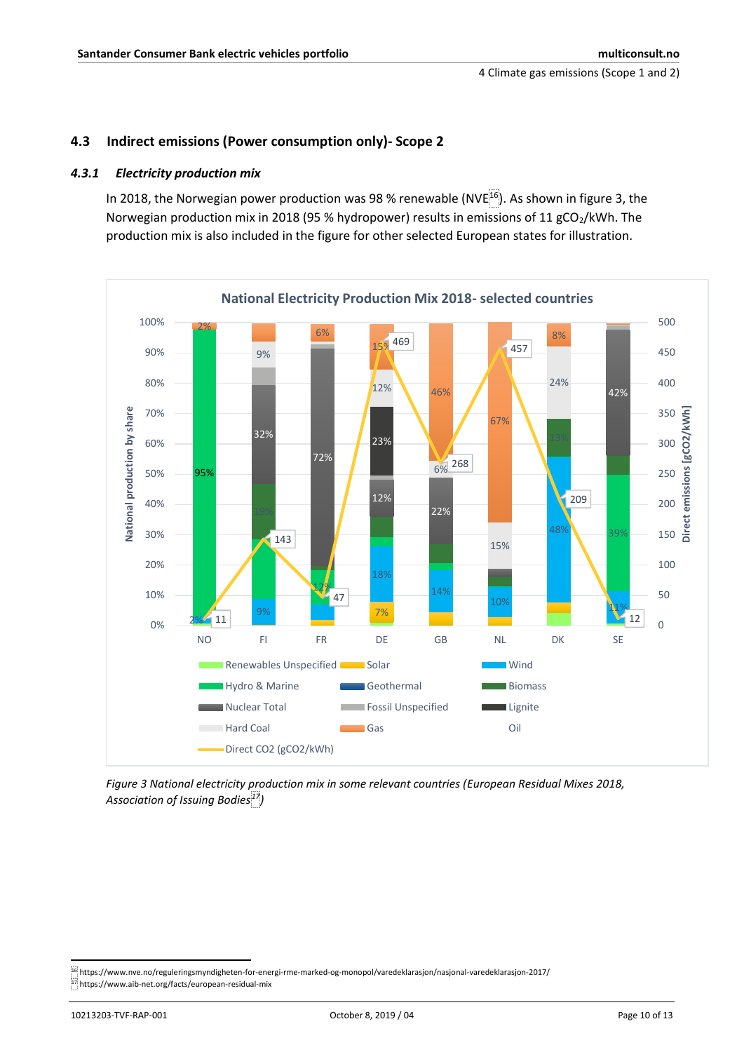## 4.3 Indirect emissions (Power consumption only)- Scope 2

### *4.3.1 Electricity production mix*

In 2018, the Norwegian power production was 98 % renewable (NVE[16]). As shown in figure 3, the Norwegian production mix in 2018 (95 % hydropower) results in emissions of 11 $gCO_2$/kWh. The production mix is also included in the figure for other selected European states for illustration.

*Figure 3 National electricity production mix in some relevant countries (European Residual Mixes 2018, Association of Issuing Bodies[17])*

[16] https://www.nve.no/reguleringsmyndigheten-for-energi-rme-marked-og-monopol/varedeklarasjon/nasjonal-varedeklarasjon-2017/

[17] https://www.aib-net.org/facts/european-residual-mix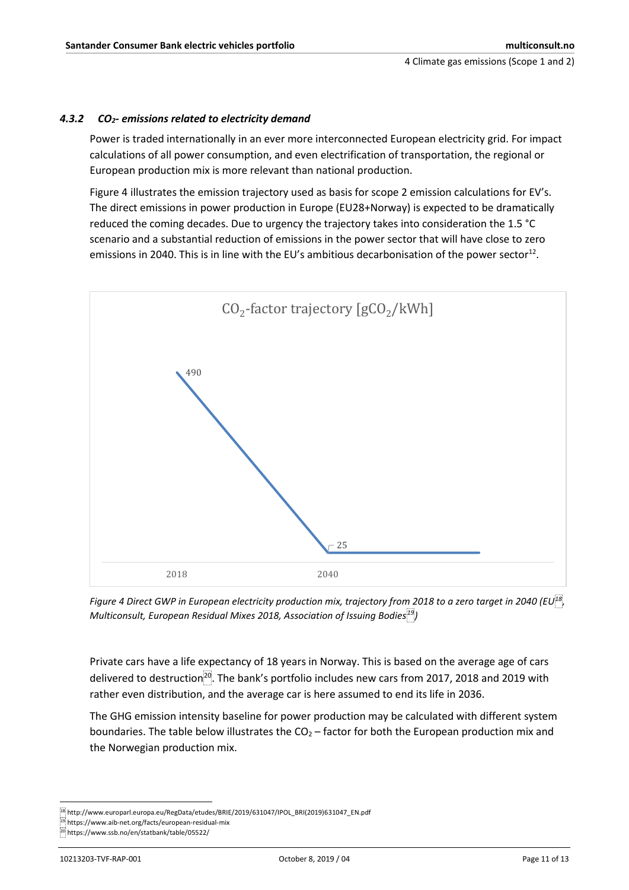#### 4.3.2 $CO_2$- emissions related to electricity demand

Power is traded internationally in an ever more interconnected European electricity grid. For impact calculations of all power consumption, and even electrification of transportation, the regional or European production mix is more relevant than national production.

Figure 4 illustrates the emission trajectory used as basis for scope 2 emission calculations for EV's. The direct emissions in power production in Europe (EU28+Norway) is expected to be dramatically reduced the coming decades. Due to urgency the trajectory takes into consideration the 1.5 °C scenario and a substantial reduction of emissions in the power sector that will have close to zero emissions in 2040. This is in line with the EU's ambitious decarbonisation of the power sector[12].

$CO_2$-factor trajectory [$gCO_2$/kWh]

490

25

2018 2040

*Figure 4 Direct GWP in European electricity production mix, trajectory from 2018 to a zero target in 2040 (EU[18], Multiconsult, European Residual Mixes 2018, Association of Issuing Bodies[19])*

Private cars have a life expectancy of 18 years in Norway. This is based on the average age of cars delivered to destruction[20]. The bank's portfolio includes new cars from 2017, 2018 and 2019 with rather even distribution, and the average car is here assumed to end its life in 2036.

The GHG emission intensity baseline for power production may be calculated with different system boundaries. The table below illustrates the $CO_2$ – factor for both the European production mix and the Norwegian production mix.

---

[18] http://www.europarl.europa.eu/RegData/etudes/BRIE/2019/631047/IPOL_BRI(2019)631047_EN.pdf

[19] https://www.aib-net.org/facts/european-residual-mix

[20] https://www.ssb.no/en/statbank/table/05522/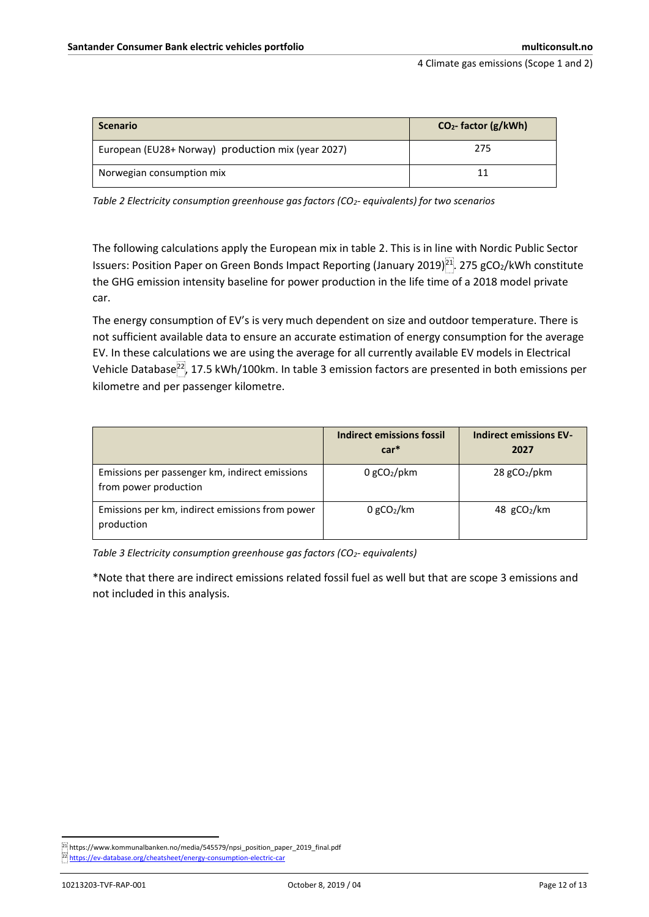| Scenario | $CO_2$- factor (g/kWh) |
| --- | --- |
| European (EU28+ Norway) production mix (year 2027) | 275 |
| Norwegian consumption mix | 11 |

*Table 2 Electricity consumption greenhouse gas factors ($CO_2$- equivalents) for two scenarios*

The following calculations apply the European mix in table 2. This is in line with Nordic Public Sector Issuers: Position Paper on Green Bonds Impact Reporting (January 2019)[21]. 275 $gCO_2$/kWh constitute the GHG emission intensity baseline for power production in the life time of a 2018 model private car.

The energy consumption of EV's is very much dependent on size and outdoor temperature. There is not sufficient available data to ensure an accurate estimation of energy consumption for the average EV. In these calculations we are using the average for all currently available EV models in Electrical Vehicle Database[22], 17.5 kWh/100km. In table 3 emission factors are presented in both emissions per kilometre and per passenger kilometre.

| | Indirect emissions fossil car* | Indirect emissions EV-2027 |
| --- | --- | --- |
| Emissions per passenger km, indirect emissions from power production | 0 $gCO_2$/pkm | 28 $gCO_2$/pkm |
| Emissions per km, indirect emissions from power production | 0 $gCO_2$/km | 48 $gCO_2$/km |

*Table 3 Electricity consumption greenhouse gas factors ($CO_2$- equivalents)*

*Note that there are indirect emissions related fossil fuel as well but that are scope 3 emissions and not included in this analysis.

[21] https://www.kommunalbanken.no/media/545579/npsi_position_paper_2019_final.pdf

[22] https://ev-database.org/cheatsheet/energy-consumption-electric-car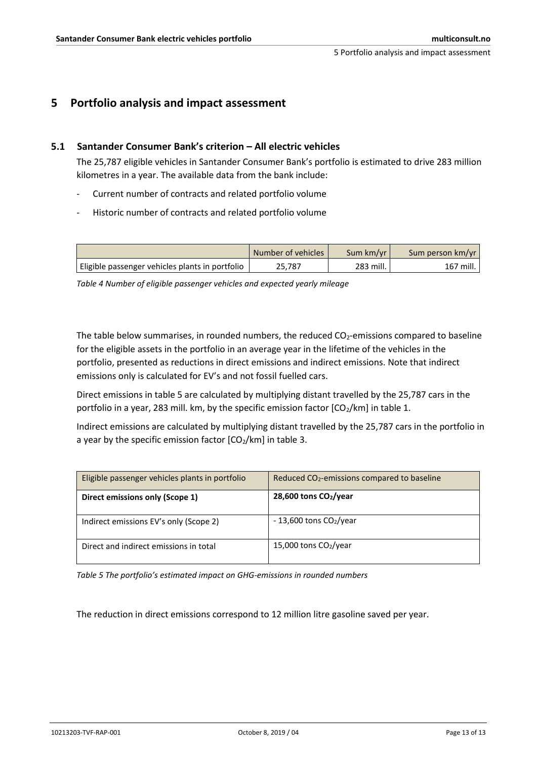# 5 Portfolio analysis and impact assessment

## 5.1 Santander Consumer Bank's criterion – All electric vehicles

The 25,787 eligible vehicles in Santander Consumer Bank's portfolio is estimated to drive 283 million kilometres in a year. The available data from the bank include:

- Current number of contracts and related portfolio volume
- Historic number of contracts and related portfolio volume

| | Number of vehicles | Sum km/yr | Sum person km/yr |
|---|---|---|---|
| Eligible passenger vehicles plants in portfolio | 25,787 | 283 mill. | 167 mill. |

*Table 4 Number of eligible passenger vehicles and expected yearly mileage*

The table below summarises, in rounded numbers, the reduced $CO_2$-emissions compared to baseline for the eligible assets in the portfolio in an average year in the lifetime of the vehicles in the portfolio, presented as reductions in direct emissions and indirect emissions. Note that indirect emissions only is calculated for EV's and not fossil fuelled cars.

Direct emissions in table 5 are calculated by multiplying distant travelled by the 25,787 cars in the portfolio in a year, 283 mill. km, by the specific emission factor [$CO_2$/km] in table 1.

Indirect emissions are calculated by multiplying distant travelled by the 25,787 cars in the portfolio in a year by the specific emission factor [$CO_2$/km] in table 3.

| Eligible passenger vehicles plants in portfolio | Reduced $CO_2$-emissions compared to baseline |
|---|---|
| **Direct emissions only (Scope 1)** | **28,600 tons $CO_2$/year** |
| Indirect emissions EV's only (Scope 2) | - 13,600 tons $CO_2$/year |
| Direct and indirect emissions in total | 15,000 tons $CO_2$/year |

*Table 5 The portfolio's estimated impact on GHG-emissions in rounded numbers*

The reduction in direct emissions correspond to 12 million litre gasoline saved per year.